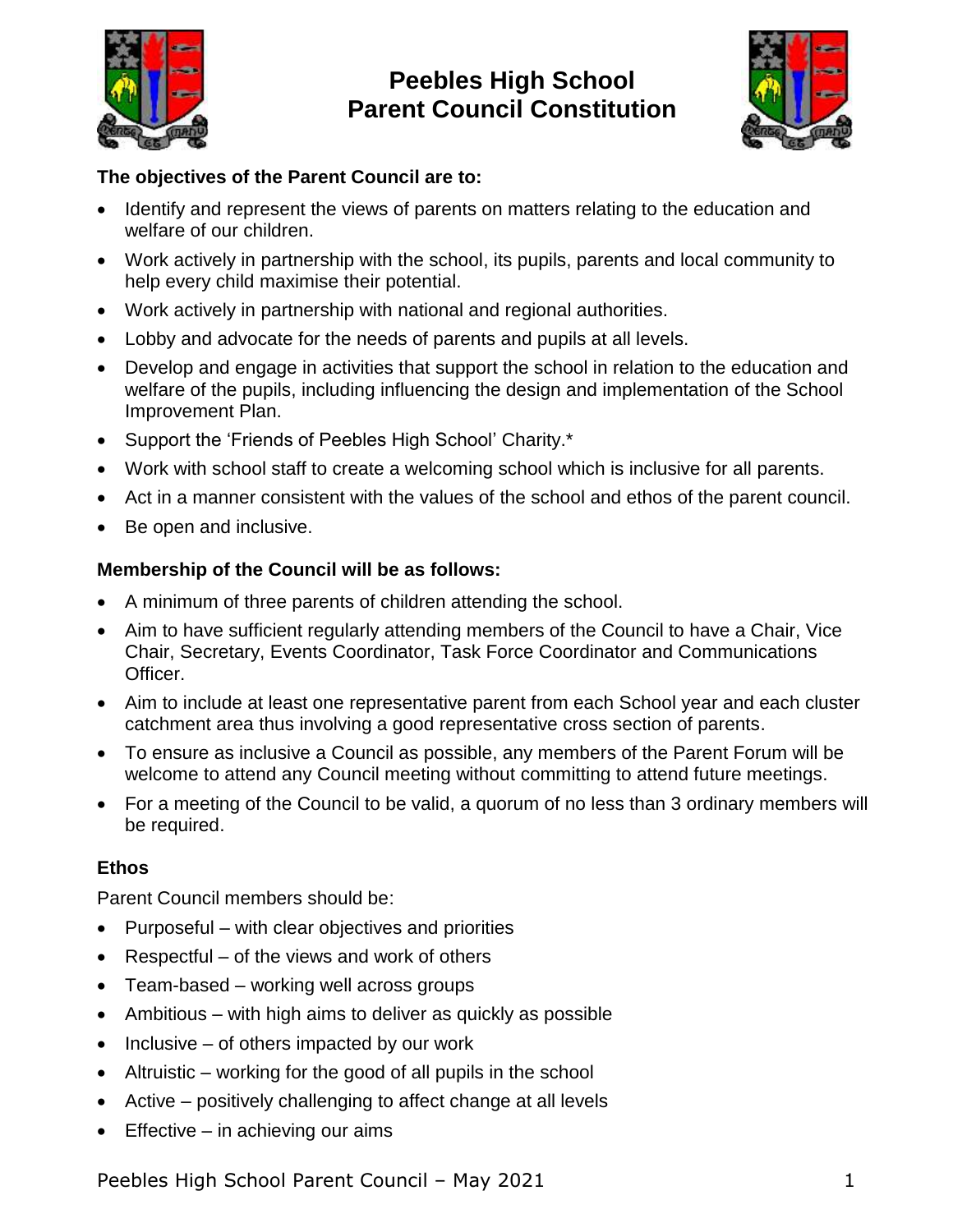# Peebles High School
# Parent Council Constitution

**The objectives of the Parent Council are to:**

- Identify and represent the views of parents on matters relating to the education and welfare of our children.
- Work actively in partnership with the school, its pupils, parents and local community to help every child maximise their potential.
- Work actively in partnership with national and regional authorities.
- Lobby and advocate for the needs of parents and pupils at all levels.
- Develop and engage in activities that support the school in relation to the education and welfare of the pupils, including influencing the design and implementation of the School Improvement Plan.
- Support the 'Friends of Peebles High School' Charity.*
- Work with school staff to create a welcoming school which is inclusive for all parents.
- Act in a manner consistent with the values of the school and ethos of the parent council.
- Be open and inclusive.

**Membership of the Council will be as follows:**

- A minimum of three parents of children attending the school.
- Aim to have sufficient regularly attending members of the Council to have a Chair, Vice Chair, Secretary, Events Coordinator, Task Force Coordinator and Communications Officer.
- Aim to include at least one representative parent from each School year and each cluster catchment area thus involving a good representative cross section of parents.
- To ensure as inclusive a Council as possible, any members of the Parent Forum will be welcome to attend any Council meeting without committing to attend future meetings.
- For a meeting of the Council to be valid, a quorum of no less than 3 ordinary members will be required.

**Ethos**

Parent Council members should be:

- Purposeful – with clear objectives and priorities
- Respectful – of the views and work of others
- Team-based – working well across groups
- Ambitious – with high aims to deliver as quickly as possible
- Inclusive – of others impacted by our work
- Altruistic – working for the good of all pupils in the school
- Active – positively challenging to affect change at all levels
- Effective – in achieving our aims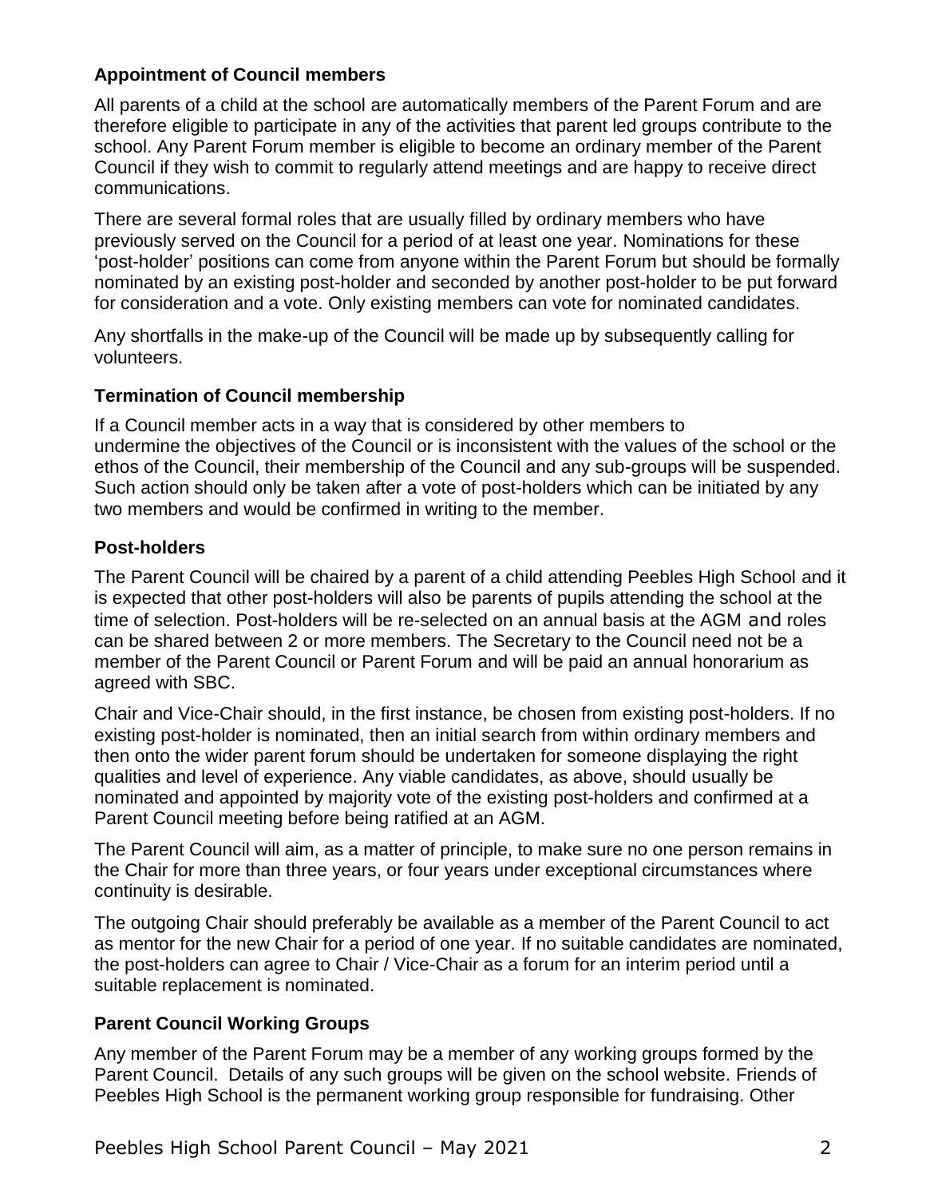### Appointment of Council members

All parents of a child at the school are automatically members of the Parent Forum and are therefore eligible to participate in any of the activities that parent led groups contribute to the school. Any Parent Forum member is eligible to become an ordinary member of the Parent Council if they wish to commit to regularly attend meetings and are happy to receive direct communications.

There are several formal roles that are usually filled by ordinary members who have previously served on the Council for a period of at least one year. Nominations for these 'post-holder' positions can come from anyone within the Parent Forum but should be formally nominated by an existing post-holder and seconded by another post-holder to be put forward for consideration and a vote. Only existing members can vote for nominated candidates.

Any shortfalls in the make-up of the Council will be made up by subsequently calling for volunteers.

### Termination of Council membership

If a Council member acts in a way that is considered by other members to undermine the objectives of the Council or is inconsistent with the values of the school or the ethos of the Council, their membership of the Council and any sub-groups will be suspended. Such action should only be taken after a vote of post-holders which can be initiated by any two members and would be confirmed in writing to the member.

### Post-holders

The Parent Council will be chaired by a parent of a child attending Peebles High School and it is expected that other post-holders will also be parents of pupils attending the school at the time of selection. Post-holders will be re-selected on an annual basis at the AGM and roles can be shared between 2 or more members. The Secretary to the Council need not be a member of the Parent Council or Parent Forum and will be paid an annual honorarium as agreed with SBC.

Chair and Vice-Chair should, in the first instance, be chosen from existing post-holders. If no existing post-holder is nominated, then an initial search from within ordinary members and then onto the wider parent forum should be undertaken for someone displaying the right qualities and level of experience. Any viable candidates, as above, should usually be nominated and appointed by majority vote of the existing post-holders and confirmed at a Parent Council meeting before being ratified at an AGM.

The Parent Council will aim, as a matter of principle, to make sure no one person remains in the Chair for more than three years, or four years under exceptional circumstances where continuity is desirable.

The outgoing Chair should preferably be available as a member of the Parent Council to act as mentor for the new Chair for a period of one year. If no suitable candidates are nominated, the post-holders can agree to Chair / Vice-Chair as a forum for an interim period until a suitable replacement is nominated.

### Parent Council Working Groups

Any member of the Parent Forum may be a member of any working groups formed by the Parent Council. Details of any such groups will be given on the school website. Friends of Peebles High School is the permanent working group responsible for fundraising. Other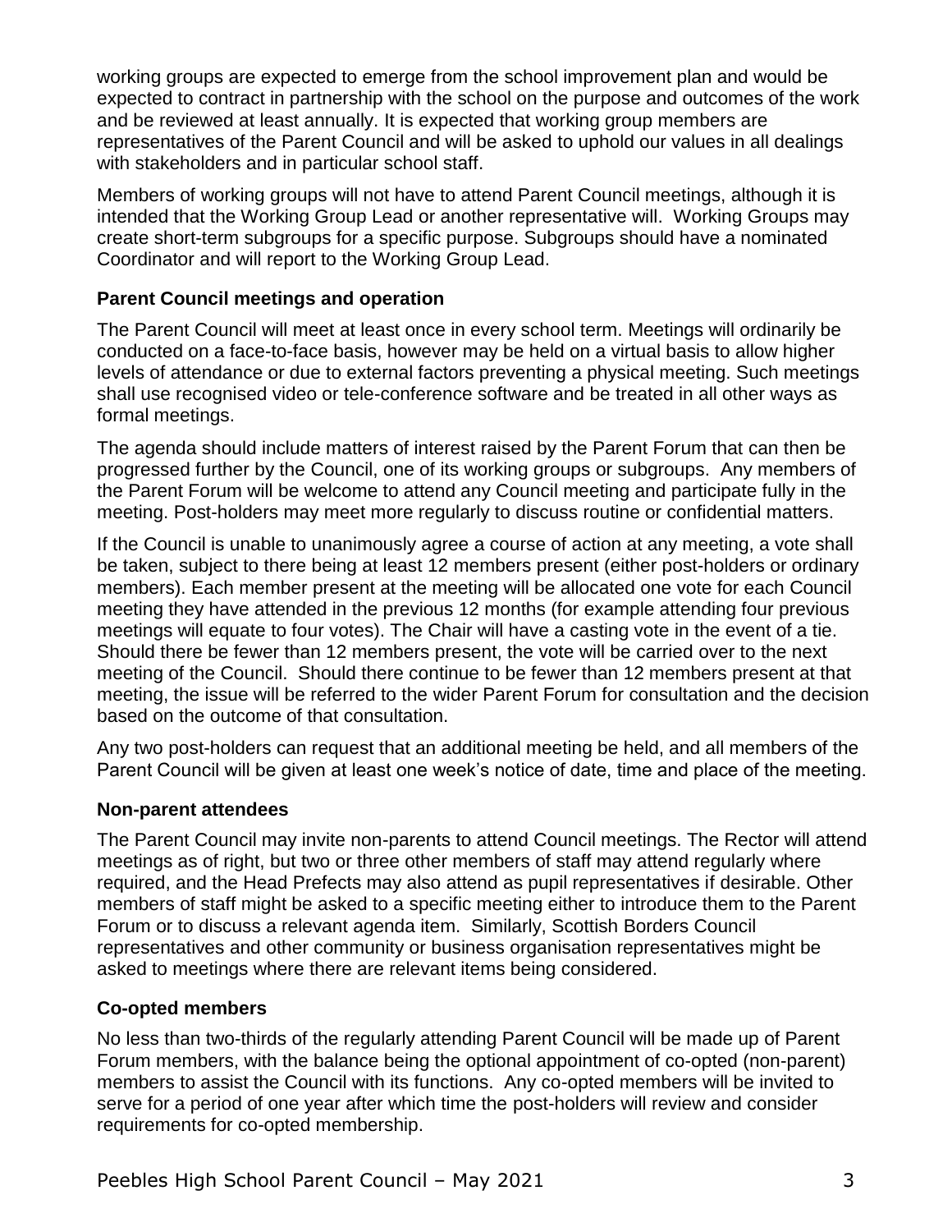working groups are expected to emerge from the school improvement plan and would be expected to contract in partnership with the school on the purpose and outcomes of the work and be reviewed at least annually. It is expected that working group members are representatives of the Parent Council and will be asked to uphold our values in all dealings with stakeholders and in particular school staff.

Members of working groups will not have to attend Parent Council meetings, although it is intended that the Working Group Lead or another representative will. Working Groups may create short-term subgroups for a specific purpose. Subgroups should have a nominated Coordinator and will report to the Working Group Lead.

**Parent Council meetings and operation**

The Parent Council will meet at least once in every school term. Meetings will ordinarily be conducted on a face-to-face basis, however may be held on a virtual basis to allow higher levels of attendance or due to external factors preventing a physical meeting. Such meetings shall use recognised video or tele-conference software and be treated in all other ways as formal meetings.

The agenda should include matters of interest raised by the Parent Forum that can then be progressed further by the Council, one of its working groups or subgroups. Any members of the Parent Forum will be welcome to attend any Council meeting and participate fully in the meeting. Post-holders may meet more regularly to discuss routine or confidential matters.

If the Council is unable to unanimously agree a course of action at any meeting, a vote shall be taken, subject to there being at least 12 members present (either post-holders or ordinary members). Each member present at the meeting will be allocated one vote for each Council meeting they have attended in the previous 12 months (for example attending four previous meetings will equate to four votes). The Chair will have a casting vote in the event of a tie. Should there be fewer than 12 members present, the vote will be carried over to the next meeting of the Council. Should there continue to be fewer than 12 members present at that meeting, the issue will be referred to the wider Parent Forum for consultation and the decision based on the outcome of that consultation.

Any two post-holders can request that an additional meeting be held, and all members of the Parent Council will be given at least one week's notice of date, time and place of the meeting.

**Non-parent attendees**

The Parent Council may invite non-parents to attend Council meetings. The Rector will attend meetings as of right, but two or three other members of staff may attend regularly where required, and the Head Prefects may also attend as pupil representatives if desirable. Other members of staff might be asked to a specific meeting either to introduce them to the Parent Forum or to discuss a relevant agenda item. Similarly, Scottish Borders Council representatives and other community or business organisation representatives might be asked to meetings where there are relevant items being considered.

**Co-opted members**

No less than two-thirds of the regularly attending Parent Council will be made up of Parent Forum members, with the balance being the optional appointment of co-opted (non-parent) members to assist the Council with its functions. Any co-opted members will be invited to serve for a period of one year after which time the post-holders will review and consider requirements for co-opted membership.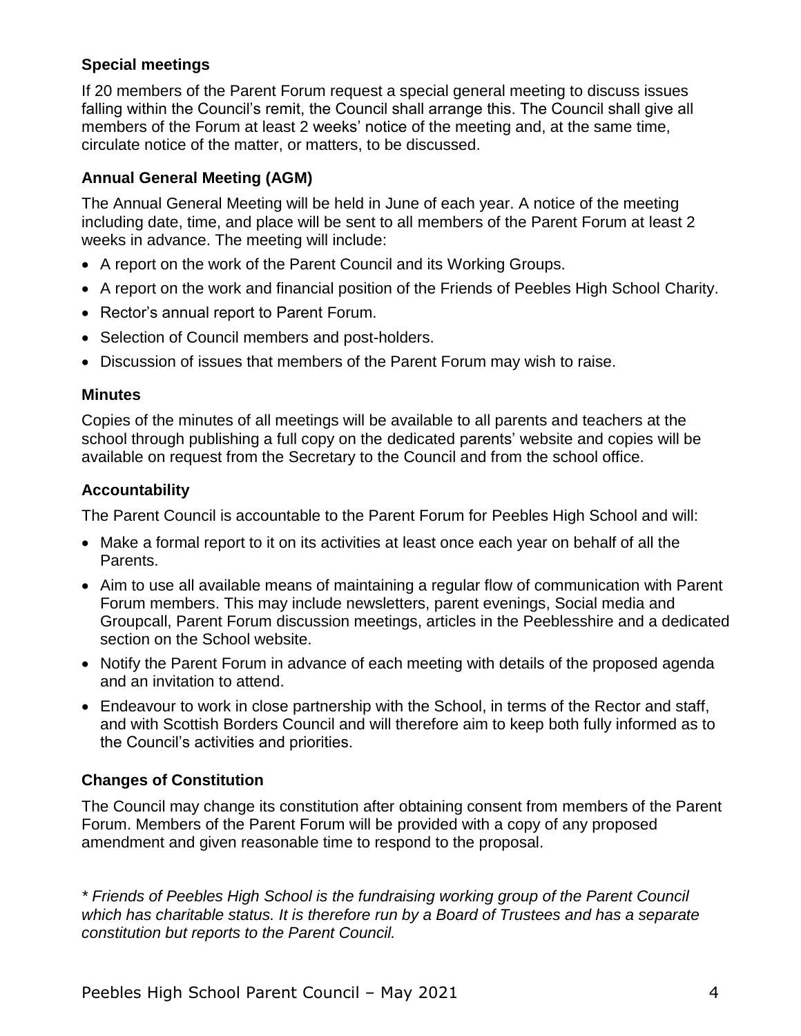### Special meetings

If 20 members of the Parent Forum request a special general meeting to discuss issues falling within the Council's remit, the Council shall arrange this. The Council shall give all members of the Forum at least 2 weeks' notice of the meeting and, at the same time, circulate notice of the matter, or matters, to be discussed.

### Annual General Meeting (AGM)

The Annual General Meeting will be held in June of each year. A notice of the meeting including date, time, and place will be sent to all members of the Parent Forum at least 2 weeks in advance. The meeting will include:

- A report on the work of the Parent Council and its Working Groups.
- A report on the work and financial position of the Friends of Peebles High School Charity.
- Rector's annual report to Parent Forum.
- Selection of Council members and post-holders.
- Discussion of issues that members of the Parent Forum may wish to raise.

### Minutes

Copies of the minutes of all meetings will be available to all parents and teachers at the school through publishing a full copy on the dedicated parents' website and copies will be available on request from the Secretary to the Council and from the school office.

### Accountability

The Parent Council is accountable to the Parent Forum for Peebles High School and will:

- Make a formal report to it on its activities at least once each year on behalf of all the Parents.
- Aim to use all available means of maintaining a regular flow of communication with Parent Forum members. This may include newsletters, parent evenings, Social media and Groupcall, Parent Forum discussion meetings, articles in the Peeblesshire and a dedicated section on the School website.
- Notify the Parent Forum in advance of each meeting with details of the proposed agenda and an invitation to attend.
- Endeavour to work in close partnership with the School, in terms of the Rector and staff, and with Scottish Borders Council and will therefore aim to keep both fully informed as to the Council's activities and priorities.

### Changes of Constitution

The Council may change its constitution after obtaining consent from members of the Parent Forum. Members of the Parent Forum will be provided with a copy of any proposed amendment and given reasonable time to respond to the proposal.

*\* Friends of Peebles High School is the fundraising working group of the Parent Council which has charitable status. It is therefore run by a Board of Trustees and has a separate constitution but reports to the Parent Council.*